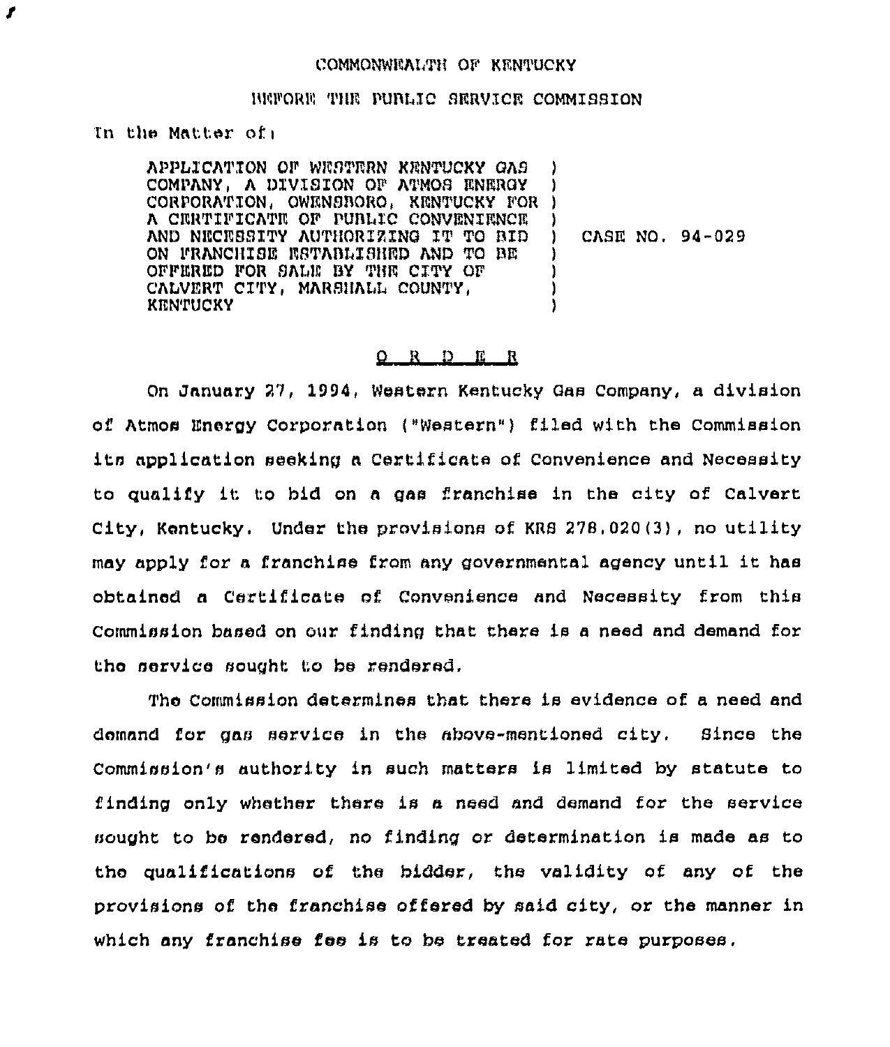COMMONWEALTH OF KENTUCKY

BEFORE THE PUBLIC SERVICE COMMISSION

In the Matter of:

APPLICATION OF WESTERN KENTUCKY GAS COMPANY, A DIVISION OF ATMOS ENERGY CORPORATION, OWENSBORO, KENTUCKY FOR A CERTIFICATE OF PUBLIC CONVENIENCE AND NECESSITY AUTHORIZING IT TO BID ON FRANCHISE ESTABLISHED AND TO BE OFFERED FOR SALE BY THE CITY OF CALVERT CITY, MARSHALL COUNTY, KENTUCKY ) CASE NO. 94-029

O R D E R

On January 27, 1994, Western Kentucky Gas Company, a division of Atmos Energy Corporation ("Western") filed with the Commission its application seeking a Certificate of Convenience and Necessity to qualify it to bid on a gas franchise in the city of Calvert City, Kentucky. Under the provisions of KRS 278.020(3), no utility may apply for a franchise from any governmental agency until it has obtained a Certificate of Convenience and Necessity from this Commission based on our finding that there is a need and demand for the service sought to be rendered.

The Commission determines that there is evidence of a need and demand for gas service in the above-mentioned city. Since the Commission's authority in such matters is limited by statute to finding only whether there is a need and demand for the service sought to be rendered, no finding or determination is made as to the qualifications of the bidder, the validity of any of the provisions of the franchise offered by said city, or the manner in which any franchise fee is to be treated for rate purposes.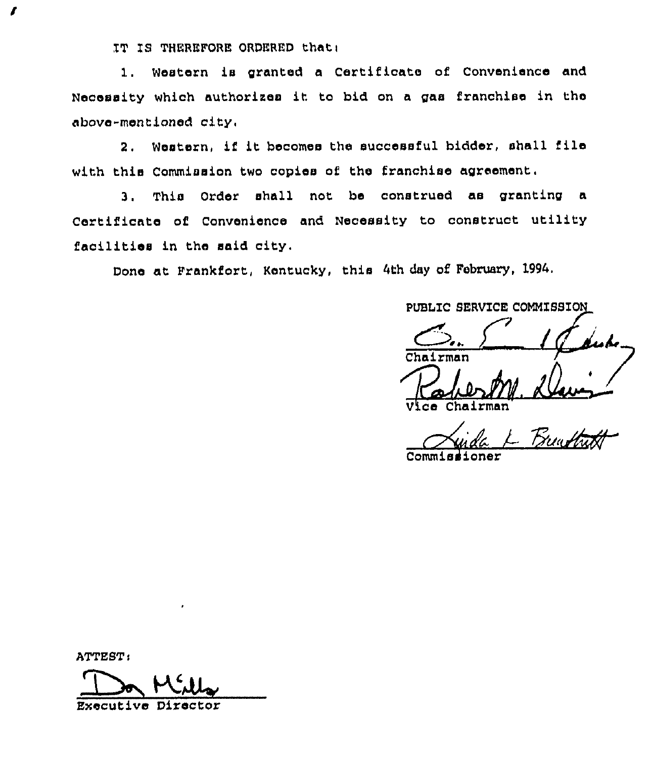IT IS THEREFORE ORDERED that:

1. Western is granted a Certificate of Convenience and Necessity which authorizes it to bid on a gas franchise in the above-mentioned city.

2. Western, if it becomes the successful bidder, shall file with this Commission two copies of the franchise agreement.

3. This Order shall not be construed as granting a Certificate of Convenience and Necessity to construct utility facilities in the said city.

Done at Frankfort, Kentucky, this 4th day of February, 1994.

PUBLIC SERVICE COMMISSION

Chairman

Vice Chairman

Commissioner

ATTEST:

Executive Director